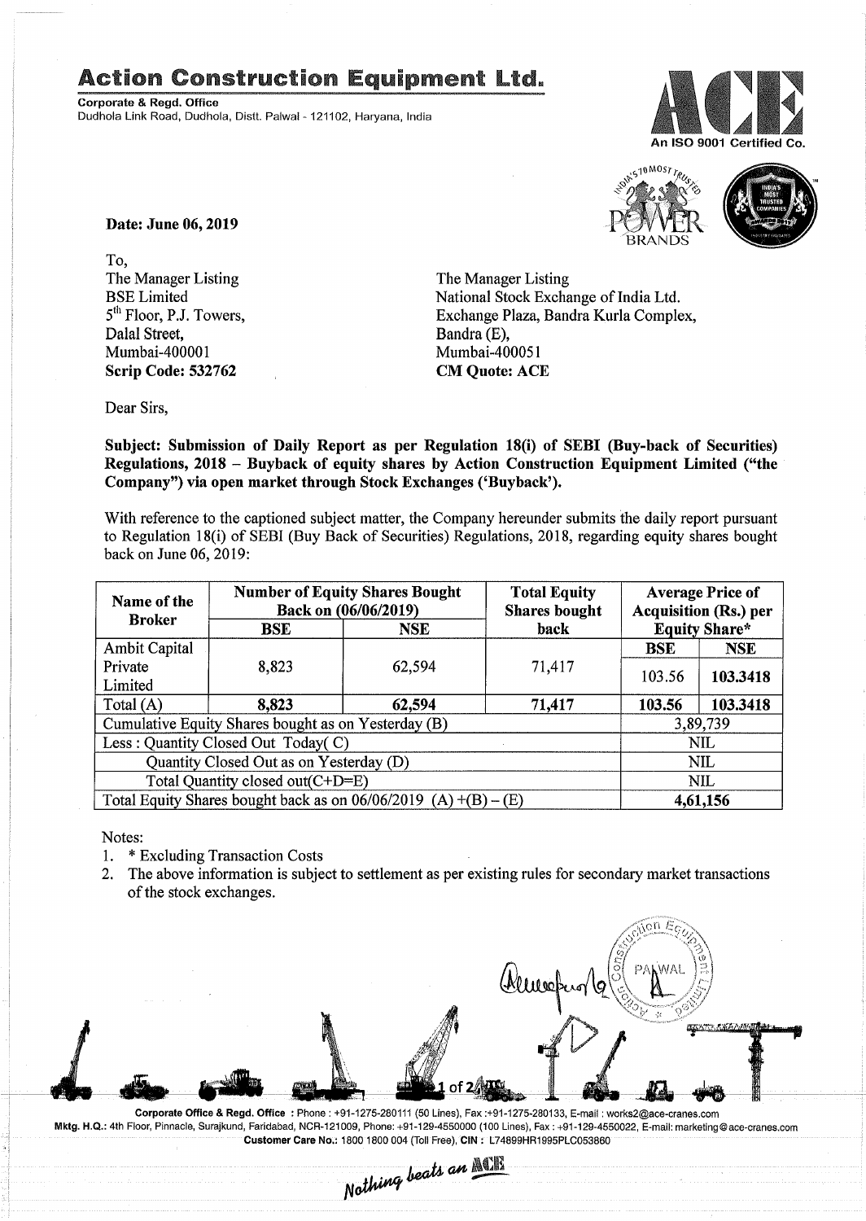# Action Construction Equipment Ltd.

**Corporate & Regd. Office**
Dudhola Link Road, Dudhola, Distt. Palwal - 121102, Haryana, India

An ISO 9001 Certified Co.

**Date: June 06, 2019**

To,

The Manager Listing
BSE Limited
5th Floor, P.J. Towers,
Dalal Street,
Mumbai-400001
**Scrip Code: 532762**

The Manager Listing
National Stock Exchange of India Ltd.
Exchange Plaza, Bandra Kurla Complex,
Bandra (E),
Mumbai-400051
**CM Quote: ACE**

Dear Sirs,

**Subject: Submission of Daily Report as per Regulation 18(i) of SEBI (Buy-back of Securities) Regulations, 2018 – Buyback of equity shares by Action Construction Equipment Limited ("the Company") via open market through Stock Exchanges ('Buyback').**

With reference to the captioned subject matter, the Company hereunder submits the daily report pursuant to Regulation 18(i) of SEBI (Buy Back of Securities) Regulations, 2018, regarding equity shares bought back on June 06, 2019:

| Name of the Broker | Number of Equity Shares Bought Back on (06/06/2019) | | Total Equity Shares bought back | Average Price of Acquisition (Rs.) per Equity Share* | |
|---|---|---|---|---|---|
| | BSE | NSE | | BSE | NSE |
| Ambit Capital Private Limited | 8,823 | 62,594 | 71,417 | 103.56 | **103.3418** |
| Total (A) | **8,823** | **62,594** | **71,417** | **103.56** | **103.3418** |
| Cumulative Equity Shares bought as on Yesterday (B) | | | | 3,89,739 | |
| Less : Quantity Closed Out Today( C) | | | | NIL | |
| Quantity Closed Out as on Yesterday (D) | | | | NIL | |
| Total Quantity closed out(C+D=E) | | | | NIL | |
| Total Equity Shares bought back as on 06/06/2019 (A) +(B) – (E) | | | | **4,61,156** | |

Notes:

1. * Excluding Transaction Costs
2. The above information is subject to settlement as per existing rules for secondary market transactions of the stock exchanges.

**Corporate Office & Regd. Office** : Phone : +91-1275-280111 (50 Lines), Fax :+91-1275-280133, E-mail : works2@ace-cranes.com
**Mktg. H.Q.:** 4th Floor, Pinnacle, Surajkund, Faridabad, NCR-121009, Phone: +91-129-4550000 (100 Lines), Fax : +91-129-4550022, E-mail: marketing@ace-cranes.com
**Customer Care No.:** 1800 1800 004 (Toll Free), **CIN :** L74899HR1995PLC053860

*Nothing beats an ACE*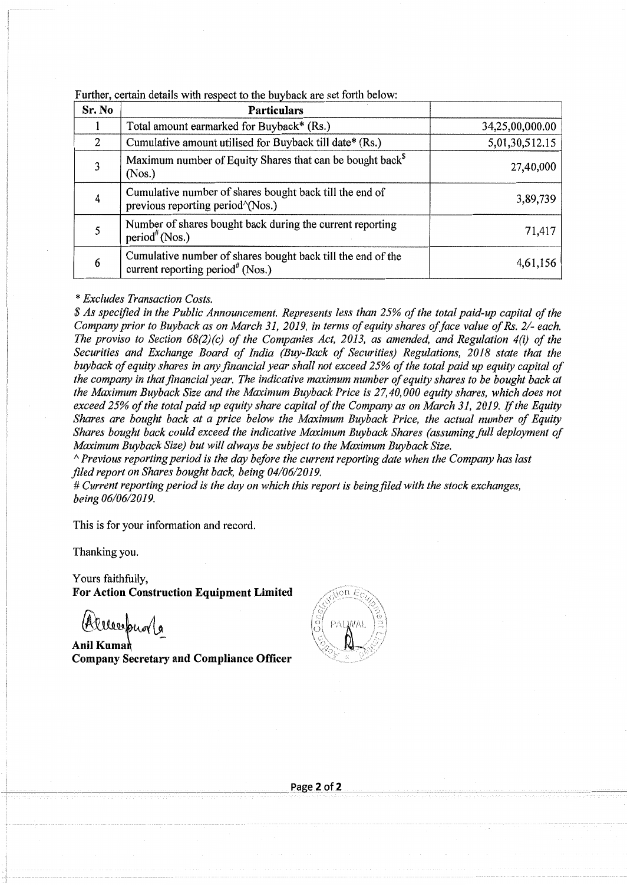Further, certain details with respect to the buyback are set forth below:

| Sr. No | Particulars | |
|---|---|---|
| 1 | Total amount earmarked for Buyback* (Rs.) | 34,25,00,000.00 |
| 2 | Cumulative amount utilised for Buyback till date* (Rs.) | 5,01,30,512.15 |
| 3 | Maximum number of Equity Shares that can be bought back$ (Nos.) | 27,40,000 |
| 4 | Cumulative number of shares bought back till the end of previous reporting period^(Nos.) | 3,89,739 |
| 5 | Number of shares bought back during the current reporting period# (Nos.) | 71,417 |
| 6 | Cumulative number of shares bought back till the end of the current reporting period# (Nos.) | 4,61,156 |

*\* Excludes Transaction Costs.*

*$ As specified in the Public Announcement. Represents less than 25% of the total paid-up capital of the Company prior to Buyback as on March 31, 2019, in terms of equity shares of face value of Rs. 2/- each. The proviso to Section 68(2)(c) of the Companies Act, 2013, as amended, and Regulation 4(i) of the Securities and Exchange Board of India (Buy-Back of Securities) Regulations, 2018 state that the buyback of equity shares in any financial year shall not exceed 25% of the total paid up equity capital of the company in that financial year. The indicative maximum number of equity shares to be bought back at the Maximum Buyback Size and the Maximum Buyback Price is 27,40,000 equity shares, which does not exceed 25% of the total paid up equity share capital of the Company as on March 31, 2019. If the Equity Shares are bought back at a price below the Maximum Buyback Price, the actual number of Equity Shares bought back could exceed the indicative Maximum Buyback Shares (assuming full deployment of Maximum Buyback Size) but will always be subject to the Maximum Buyback Size.*

*^ Previous reporting period is the day before the current reporting date when the Company has last filed report on Shares bought back, being 04/06/2019.*

*# Current reporting period is the day on which this report is being filed with the stock exchanges, being 06/06/2019.*

This is for your information and record.

Thanking you.

Yours faithfully,
**For Action Construction Equipment Limited**

**Anil Kumar**
**Company Secretary and Compliance Officer**